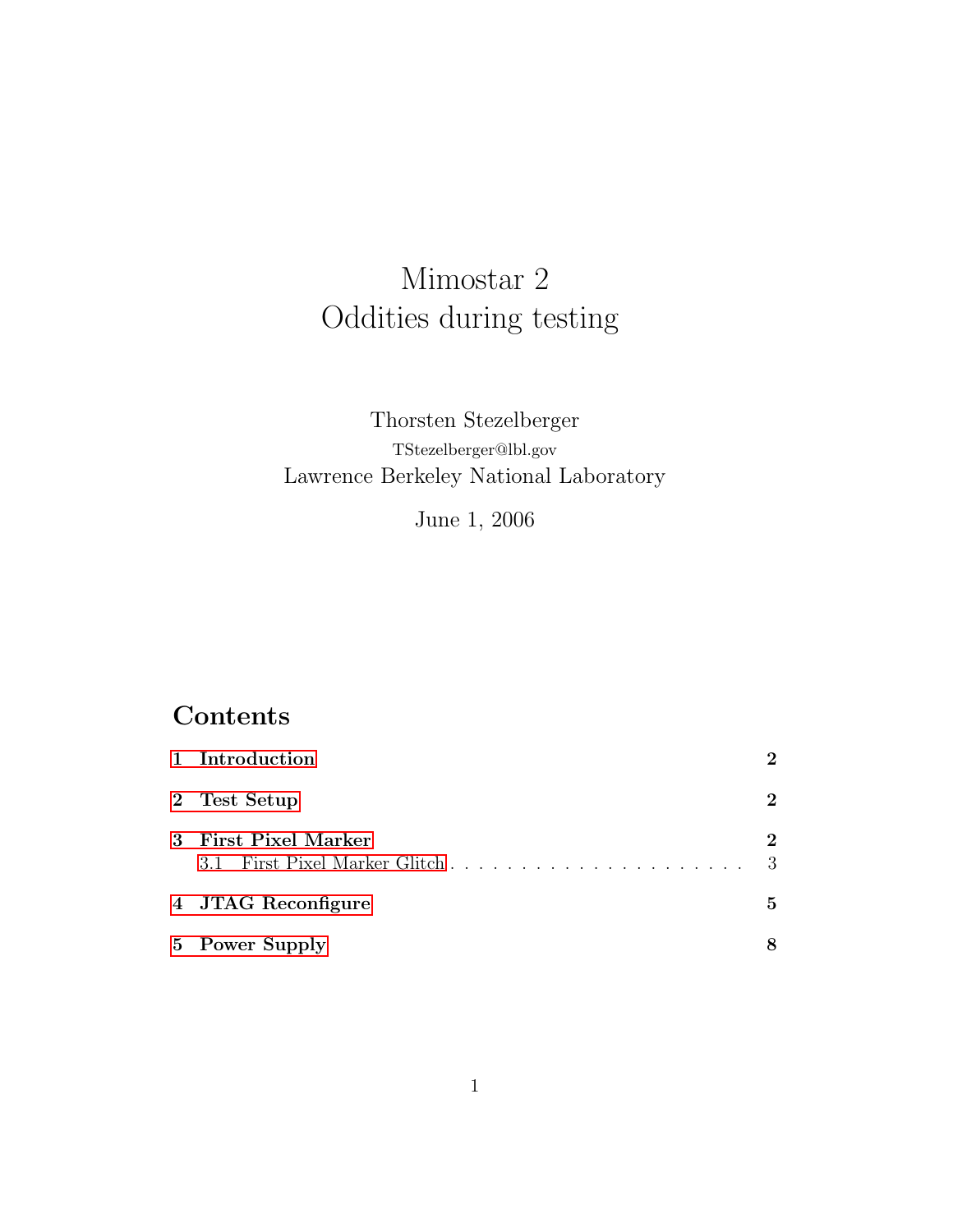# Mimostar 2
# Oddities during testing

Thorsten Stezelberger
TStezelberger@lbl.gov
Lawrence Berkeley National Laboratory

June 1, 2006

## Contents

**1 Introduction** **2**

**2 Test Setup** **2**

**3 First Pixel Marker** **2**

3.1 First Pixel Marker Glitch . . . . . . . . . . . . . . . . . . . . . 3

**4 JTAG Reconfigure** **5**

**5 Power Supply** **8**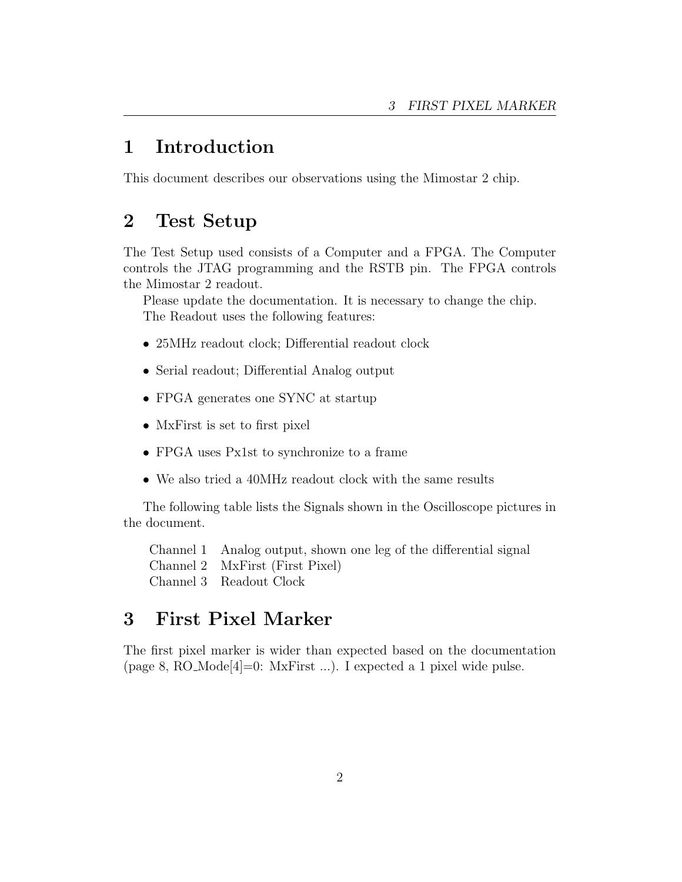# 1 Introduction

This document describes our observations using the Mimostar 2 chip.

# 2 Test Setup

The Test Setup used consists of a Computer and a FPGA. The Computer controls the JTAG programming and the RSTB pin. The FPGA controls the Mimostar 2 readout.

Please update the documentation. It is necessary to change the chip.

The Readout uses the following features:

- 25MHz readout clock; Differential readout clock
- Serial readout; Differential Analog output
- FPGA generates one SYNC at startup
- MxFirst is set to first pixel
- FPGA uses Px1st to synchronize to a frame
- We also tried a 40MHz readout clock with the same results

The following table lists the Signals shown in the Oscilloscope pictures in the document.

| | |
|---|---|
| Channel 1 | Analog output, shown one leg of the differential signal |
| Channel 2 | MxFirst (First Pixel) |
| Channel 3 | Readout Clock |

# 3 First Pixel Marker

The first pixel marker is wider than expected based on the documentation (page 8, RO_Mode[4]=0: MxFirst ...). I expected a 1 pixel wide pulse.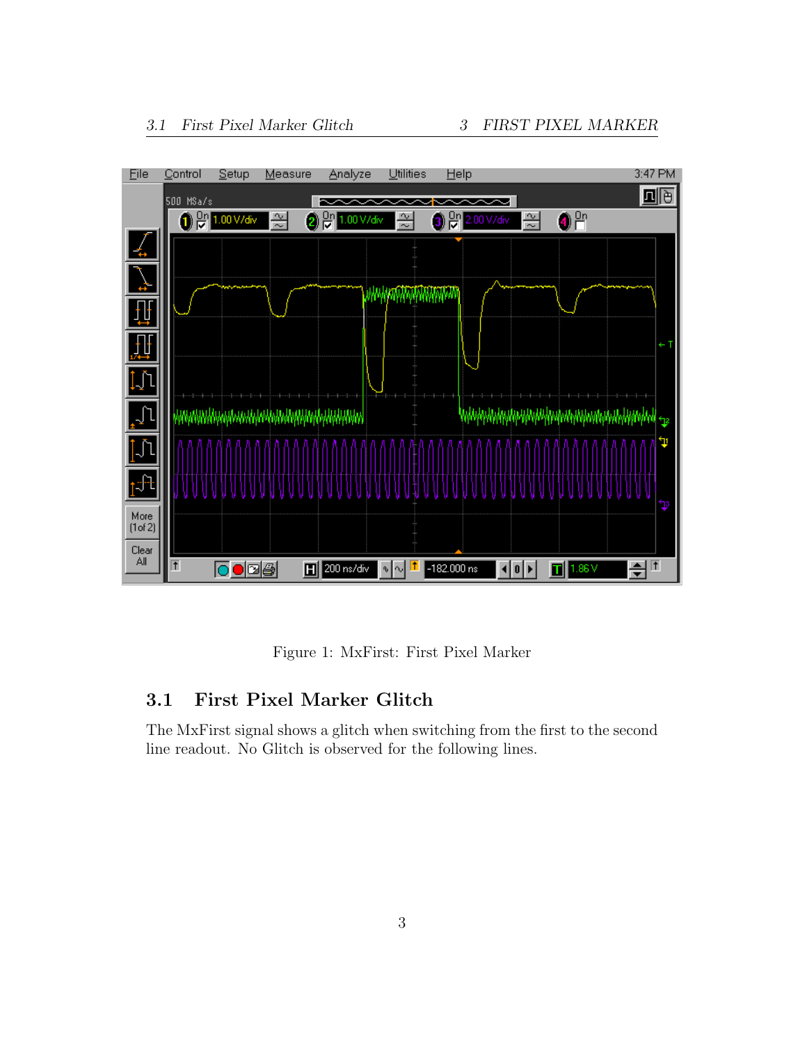Figure 1: MxFirst: First Pixel Marker

## 3.1 First Pixel Marker Glitch

The MxFirst signal shows a glitch when switching from the first to the second line readout. No Glitch is observed for the following lines.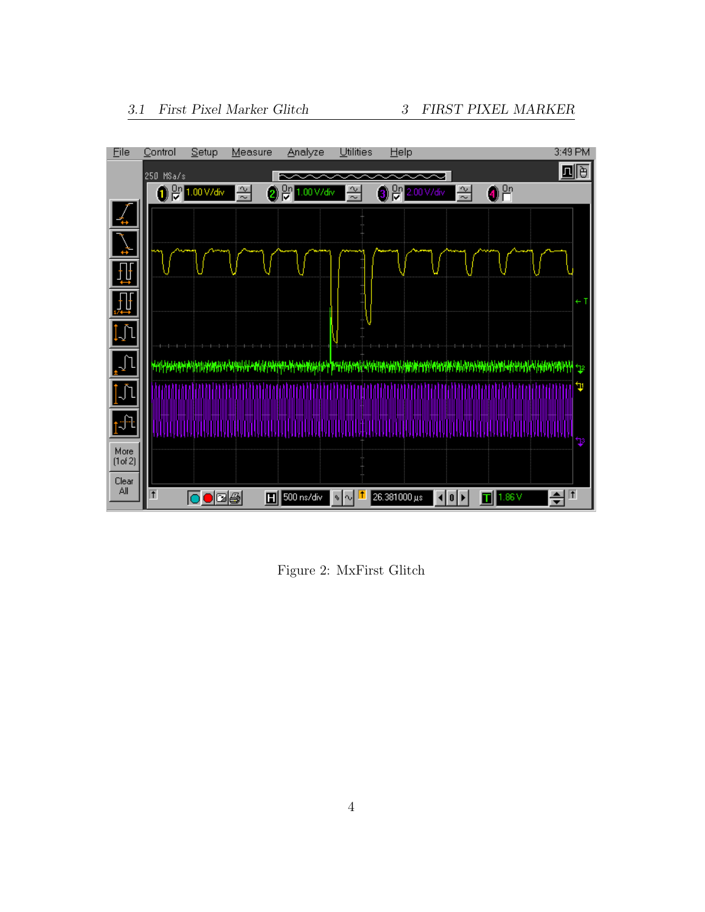Figure 2: MxFirst Glitch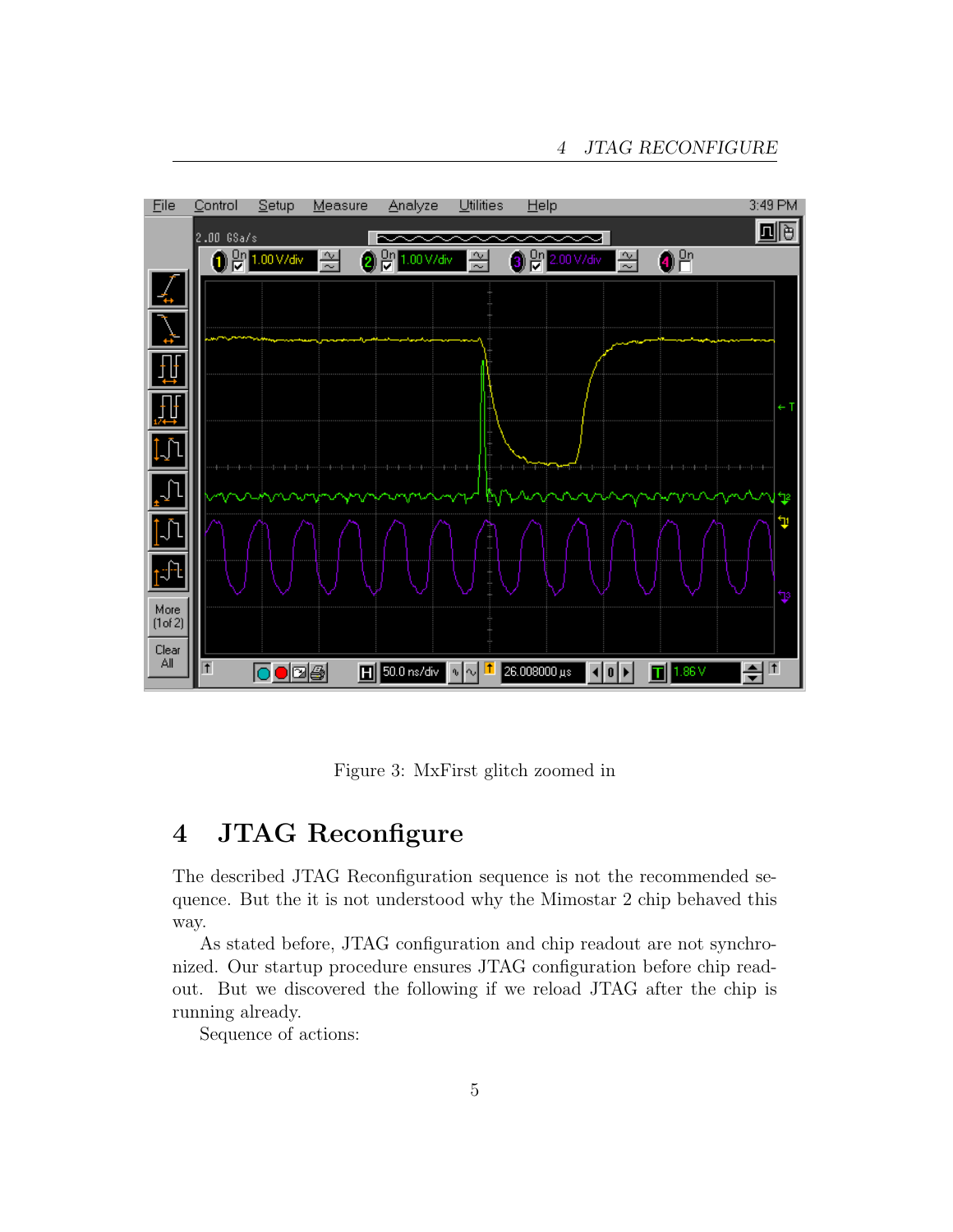Figure 3: MxFirst glitch zoomed in

# 4 JTAG Reconfigure

The described JTAG Reconfiguration sequence is not the recommended sequence. But the it is not understood why the Mimostar 2 chip behaved this way.

As stated before, JTAG configuration and chip readout are not synchronized. Our startup procedure ensures JTAG configuration before chip readout. But we discovered the following if we reload JTAG after the chip is running already.

Sequence of actions: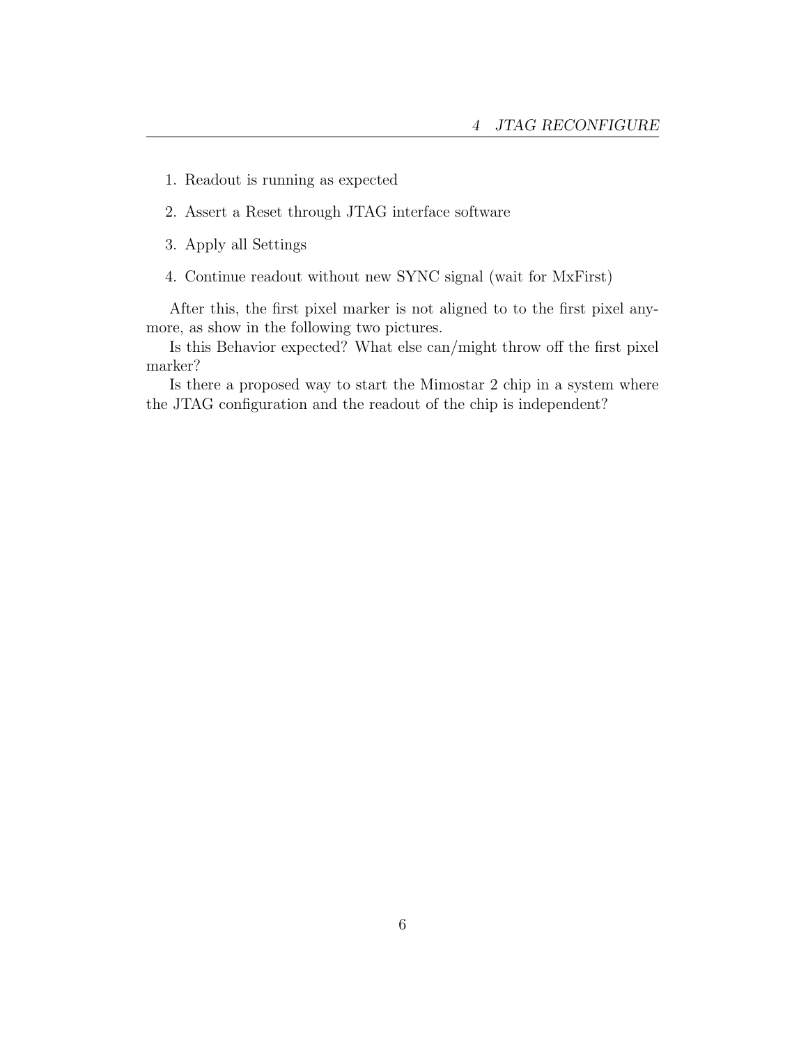1. Readout is running as expected
2. Assert a Reset through JTAG interface software
3. Apply all Settings
4. Continue readout without new SYNC signal (wait for MxFirst)

After this, the first pixel marker is not aligned to to the first pixel anymore, as show in the following two pictures.

Is this Behavior expected? What else can/might throw off the first pixel marker?

Is there a proposed way to start the Mimostar 2 chip in a system where the JTAG configuration and the readout of the chip is independent?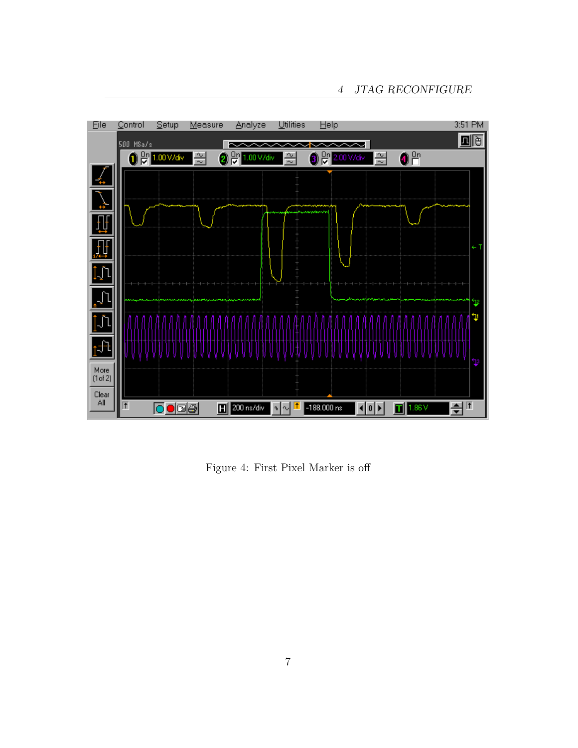Figure 4: First Pixel Marker is off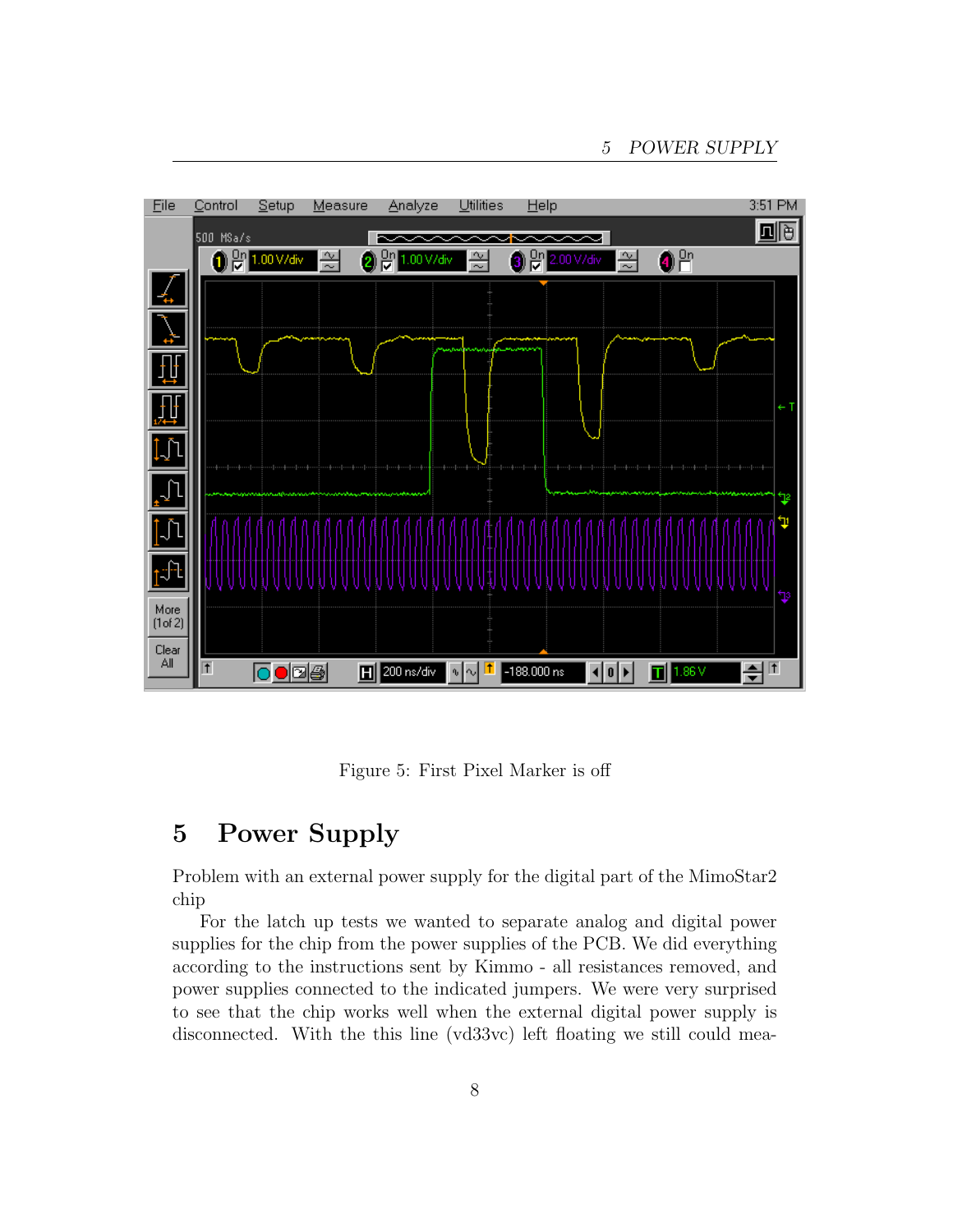Figure 5: First Pixel Marker is off

# 5 Power Supply

Problem with an external power supply for the digital part of the MimoStar2 chip

For the latch up tests we wanted to separate analog and digital power supplies for the chip from the power supplies of the PCB. We did everything according to the instructions sent by Kimmo - all resistances removed, and power supplies connected to the indicated jumpers. We were very surprised to see that the chip works well when the external digital power supply is disconnected. With the this line (vd33vc) left floating we still could mea-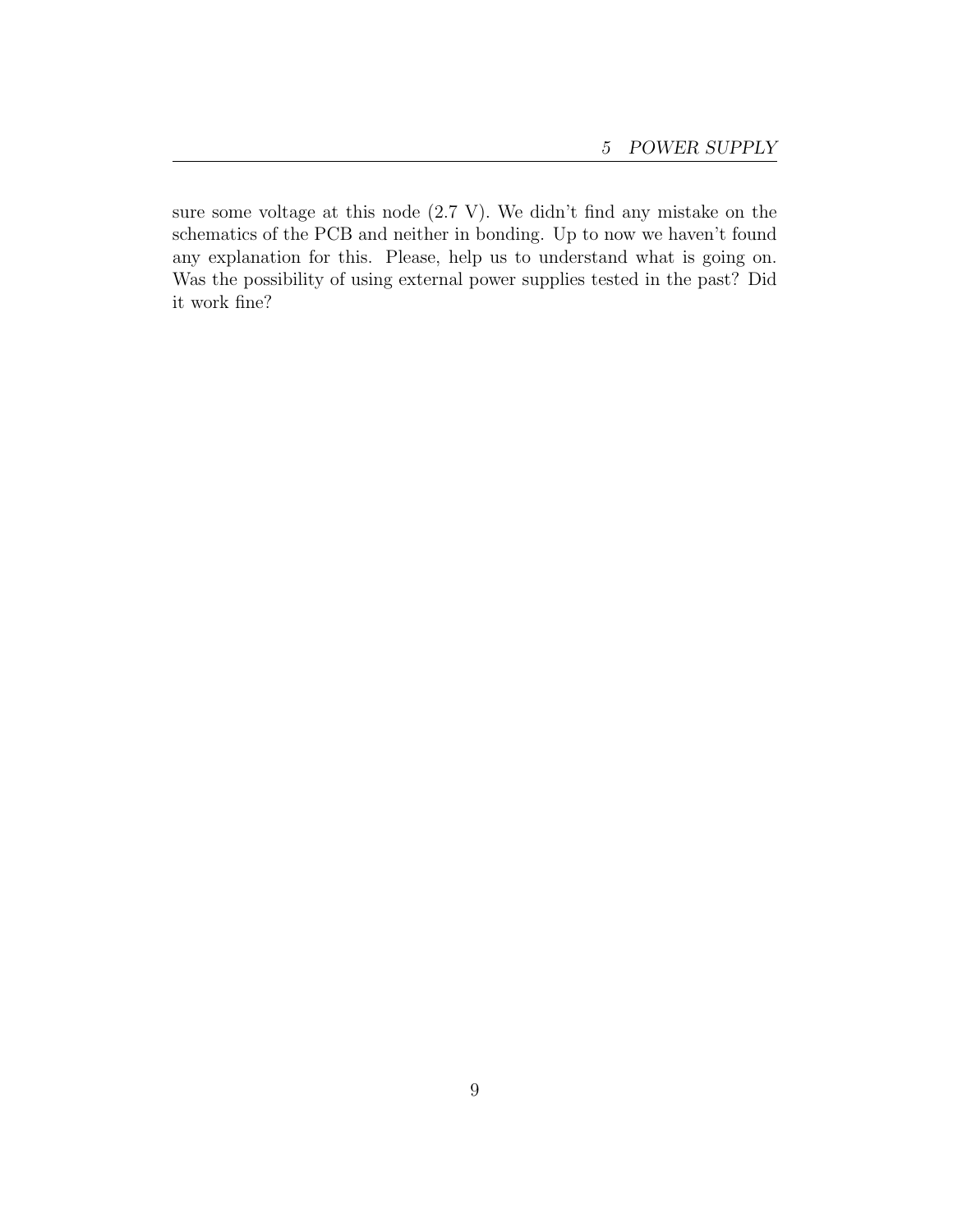sure some voltage at this node (2.7 V). We didn't find any mistake on the schematics of the PCB and neither in bonding. Up to now we haven't found any explanation for this. Please, help us to understand what is going on. Was the possibility of using external power supplies tested in the past? Did it work fine?